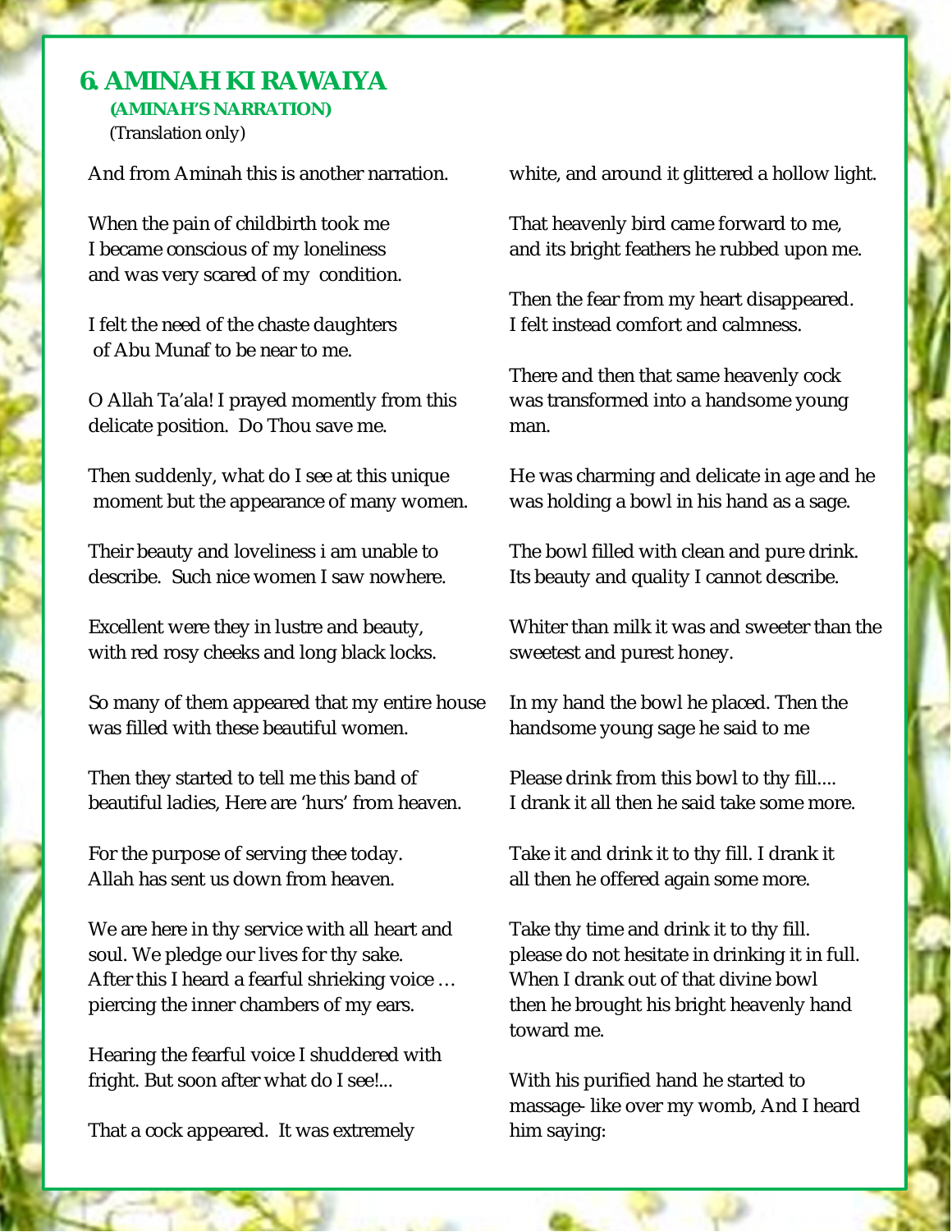## 6. AMINAH KI RAWAIYA

**(AMINAH'S NARRATION)**

(Translation only)

And from Aminah this is another narration.

When the pain of childbirth took me
I became conscious of my loneliness
and was very scared of my condition.

I felt the need of the chaste daughters
of Abu Munaf to be near to me.

O Allah Ta'ala! I prayed momently from this
delicate position. Do Thou save me.

Then suddenly, what do I see at this unique
moment but the appearance of many women.

Their beauty and loveliness i am unable to
describe. Such nice women I saw nowhere.

Excellent were they in lustre and beauty,
with red rosy cheeks and long black locks.

So many of them appeared that my entire house
was filled with these beautiful women.

Then they started to tell me this band of
beautiful ladies, Here are 'hurs' from heaven.

For the purpose of serving thee today.
Allah has sent us down from heaven.

We are here in thy service with all heart and
soul. We pledge our lives for thy sake.
After this I heard a fearful shrieking voice …
piercing the inner chambers of my ears.

Hearing the fearful voice I shuddered with
fright. But soon after what do I see!...

That a cock appeared. It was extremely
white, and around it glittered a hollow light.

That heavenly bird came forward to me,
and its bright feathers he rubbed upon me.

Then the fear from my heart disappeared.
I felt instead comfort and calmness.

There and then that same heavenly cock
was transformed into a handsome young
man.

He was charming and delicate in age and he
was holding a bowl in his hand as a sage.

The bowl filled with clean and pure drink.
Its beauty and quality I cannot describe.

Whiter than milk it was and sweeter than the
sweetest and purest honey.

In my hand the bowl he placed. Then the
handsome young sage he said to me

Please drink from this bowl to thy fill....
I drank it all then he said take some more.

Take it and drink it to thy fill. I drank it
all then he offered again some more.

Take thy time and drink it to thy fill.
please do not hesitate in drinking it in full.
When I drank out of that divine bowl
then he brought his bright heavenly hand
toward me.

With his purified hand he started to
massage- like over my womb, And I heard
him saying: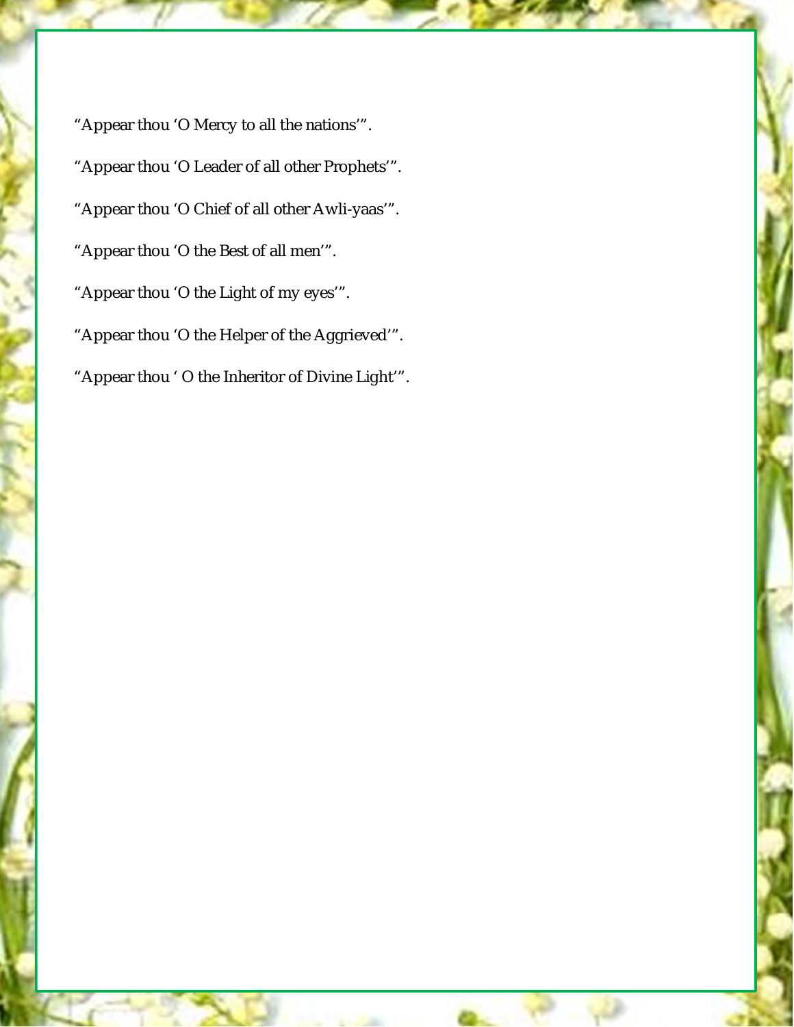"Appear thou 'O Mercy to all the nations'".

"Appear thou 'O Leader of all other Prophets'".

"Appear thou 'O Chief of all other Awli-yaas'".

"Appear thou 'O the Best of all men'".

"Appear thou 'O the Light of my eyes'".

"Appear thou 'O the Helper of the Aggrieved'".

"Appear thou ' O the Inheritor of Divine Light'".